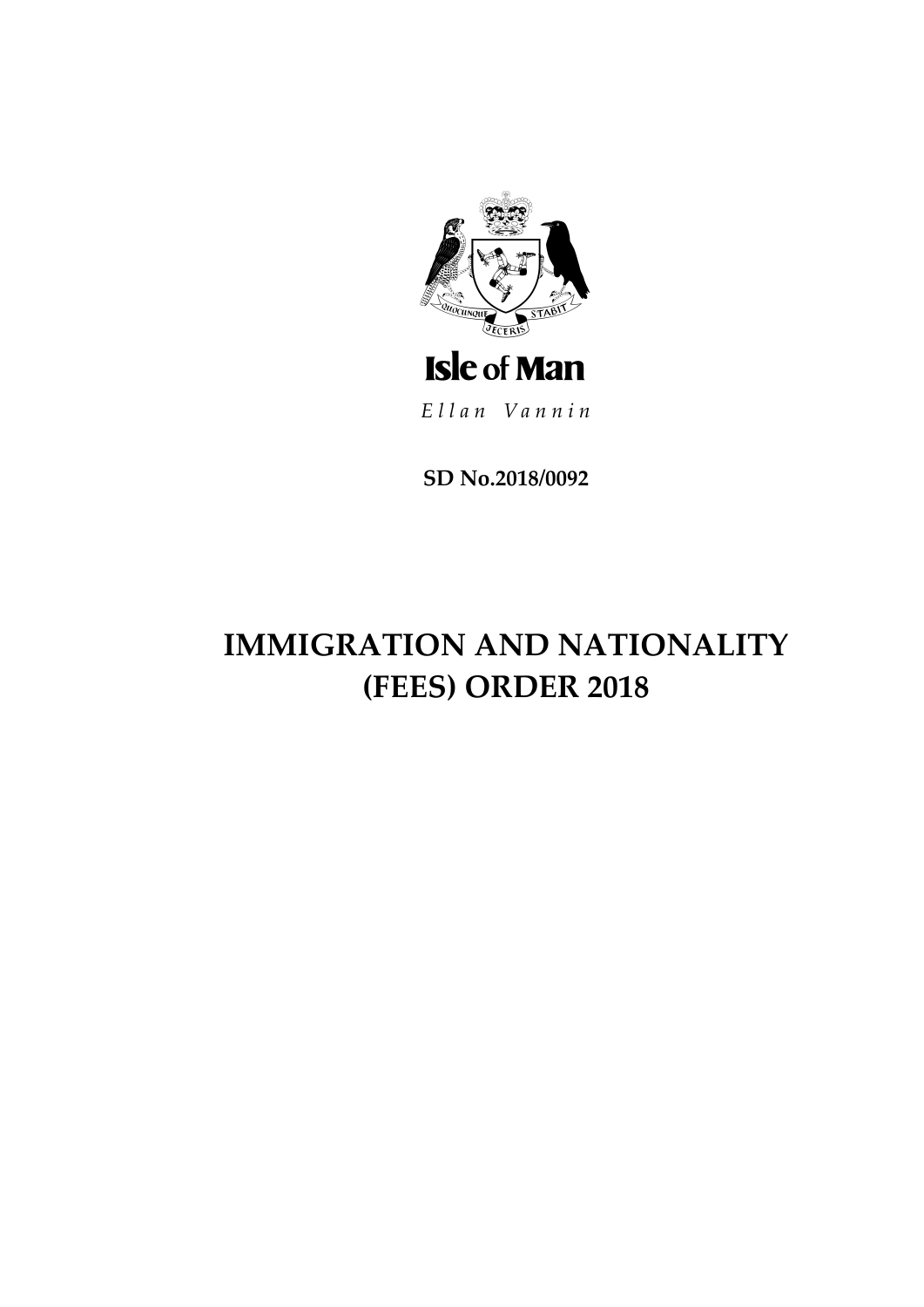Isle of Man

*Ellan Vannin*

**SD No.2018/0092**

# IMMIGRATION AND NATIONALITY (FEES) ORDER 2018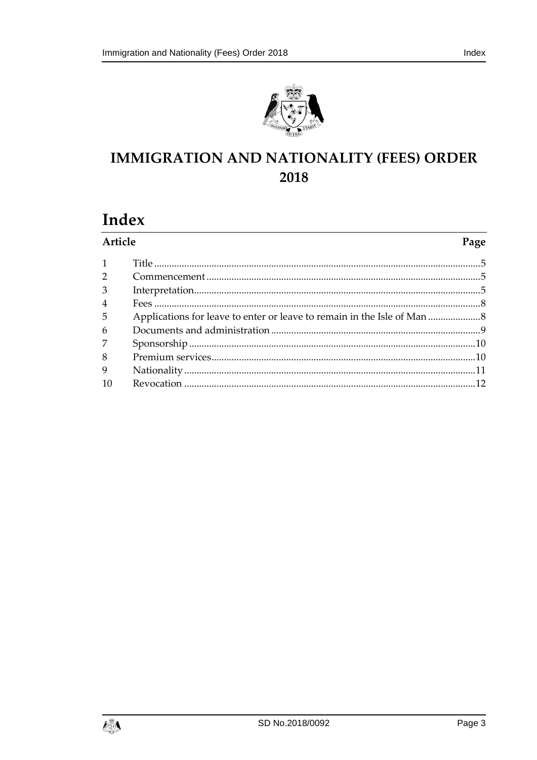# IMMIGRATION AND NATIONALITY (FEES) ORDER 2018

## Index

| Article | | Page |
|---|---|---|
| 1 | Title | 5 |
| 2 | Commencement | 5 |
| 3 | Interpretation | 5 |
| 4 | Fees | 8 |
| 5 | Applications for leave to enter or leave to remain in the Isle of Man | 8 |
| 6 | Documents and administration | 9 |
| 7 | Sponsorship | 10 |
| 8 | Premium services | 10 |
| 9 | Nationality | 11 |
| 10 | Revocation | 12 |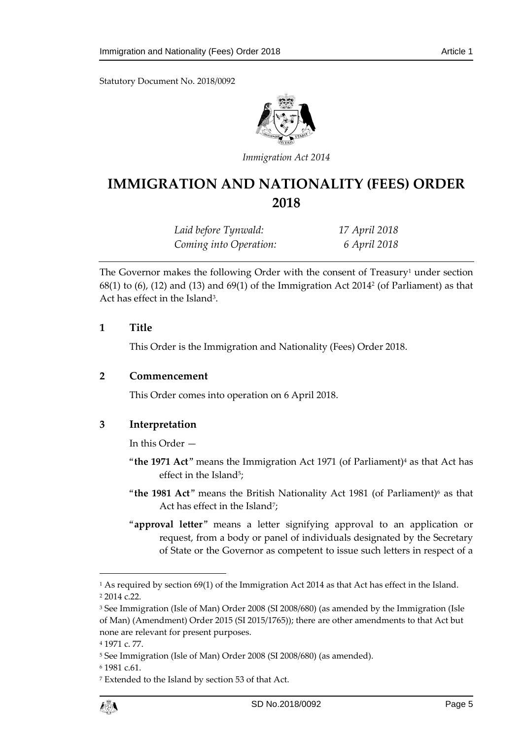Statutory Document No. 2018/0092

*Immigration Act 2014*

# IMMIGRATION AND NATIONALITY (FEES) ORDER 2018

| | |
|---|---|
| *Laid before Tynwald:* | *17 April 2018* |
| *Coming into Operation:* | *6 April 2018* |

The Governor makes the following Order with the consent of Treasury[1] under section 68(1) to (6), (12) and (13) and 69(1) of the Immigration Act 2014[2] (of Parliament) as that Act has effect in the Island[3].

## 1 Title

This Order is the Immigration and Nationality (Fees) Order 2018.

## 2 Commencement

This Order comes into operation on 6 April 2018.

## 3 Interpretation

In this Order —

"**the 1971 Act**" means the Immigration Act 1971 (of Parliament)[4] as that Act has effect in the Island[5];

"**the 1981 Act**" means the British Nationality Act 1981 (of Parliament)[6] as that Act has effect in the Island[7];

"**approval letter**" means a letter signifying approval to an application or request, from a body or panel of individuals designated by the Secretary of State or the Governor as competent to issue such letters in respect of a

---

[1] As required by section 69(1) of the Immigration Act 2014 as that Act has effect in the Island.
[2] 2014 c.22.
[3] See Immigration (Isle of Man) Order 2008 (SI 2008/680) (as amended by the Immigration (Isle of Man) (Amendment) Order 2015 (SI 2015/1765)); there are other amendments to that Act but none are relevant for present purposes.
[4] 1971 c. 77.
[5] See Immigration (Isle of Man) Order 2008 (SI 2008/680) (as amended).
[6] 1981 c.61.
[7] Extended to the Island by section 53 of that Act.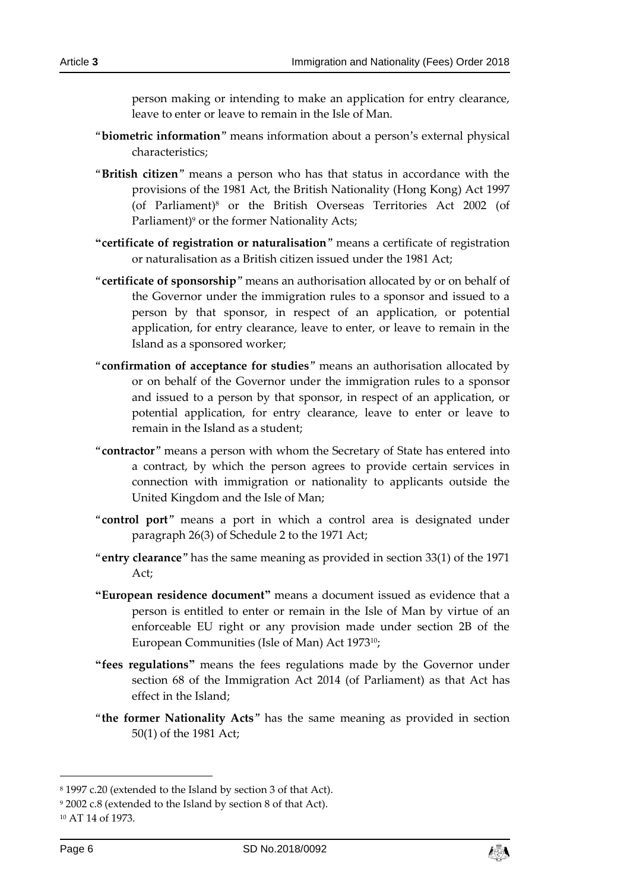person making or intending to make an application for entry clearance, leave to enter or leave to remain in the Isle of Man.

"**biometric information**" means information about a person's external physical characteristics;

"**British citizen**" means a person who has that status in accordance with the provisions of the 1981 Act, the British Nationality (Hong Kong) Act 1997 (of Parliament)[8] or the British Overseas Territories Act 2002 (of Parliament)[9] or the former Nationality Acts;

"**certificate of registration or naturalisation**" means a certificate of registration or naturalisation as a British citizen issued under the 1981 Act;

"**certificate of sponsorship**" means an authorisation allocated by or on behalf of the Governor under the immigration rules to a sponsor and issued to a person by that sponsor, in respect of an application, or potential application, for entry clearance, leave to enter, or leave to remain in the Island as a sponsored worker;

"**confirmation of acceptance for studies**" means an authorisation allocated by or on behalf of the Governor under the immigration rules to a sponsor and issued to a person by that sponsor, in respect of an application, or potential application, for entry clearance, leave to enter or leave to remain in the Island as a student;

"**contractor**" means a person with whom the Secretary of State has entered into a contract, by which the person agrees to provide certain services in connection with immigration or nationality to applicants outside the United Kingdom and the Isle of Man;

"**control port**" means a port in which a control area is designated under paragraph 26(3) of Schedule 2 to the 1971 Act;

"**entry clearance**" has the same meaning as provided in section 33(1) of the 1971 Act;

"**European residence document**" means a document issued as evidence that a person is entitled to enter or remain in the Isle of Man by virtue of an enforceable EU right or any provision made under section 2B of the European Communities (Isle of Man) Act 1973[10];

"**fees regulations**" means the fees regulations made by the Governor under section 68 of the Immigration Act 2014 (of Parliament) as that Act has effect in the Island;

"**the former Nationality Acts**" has the same meaning as provided in section 50(1) of the 1981 Act;

---

[8] 1997 c.20 (extended to the Island by section 3 of that Act).

[9] 2002 c.8 (extended to the Island by section 8 of that Act).

[10] AT 14 of 1973.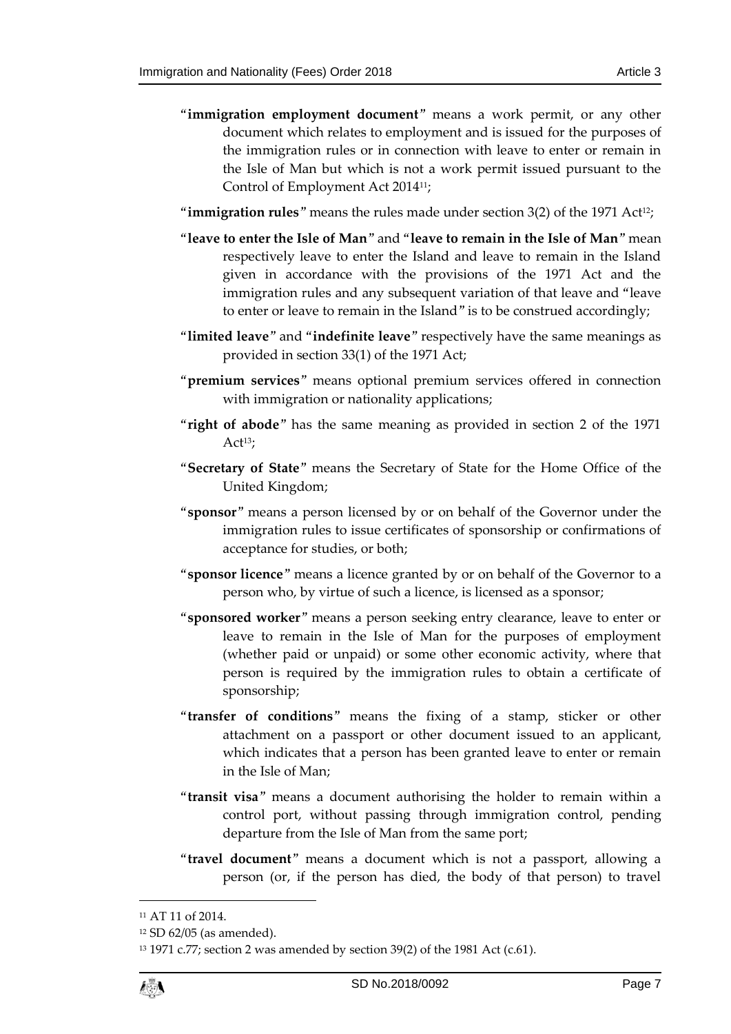"**immigration employment document**" means a work permit, or any other document which relates to employment and is issued for the purposes of the immigration rules or in connection with leave to enter or remain in the Isle of Man but which is not a work permit issued pursuant to the Control of Employment Act 2014[11];

"**immigration rules**" means the rules made under section 3(2) of the 1971 Act[12];

"**leave to enter the Isle of Man**" and "**leave to remain in the Isle of Man**" mean respectively leave to enter the Island and leave to remain in the Island given in accordance with the provisions of the 1971 Act and the immigration rules and any subsequent variation of that leave and "leave to enter or leave to remain in the Island" is to be construed accordingly;

"**limited leave**" and "**indefinite leave**" respectively have the same meanings as provided in section 33(1) of the 1971 Act;

"**premium services**" means optional premium services offered in connection with immigration or nationality applications;

"**right of abode**" has the same meaning as provided in section 2 of the 1971 Act[13];

"**Secretary of State**" means the Secretary of State for the Home Office of the United Kingdom;

"**sponsor**" means a person licensed by or on behalf of the Governor under the immigration rules to issue certificates of sponsorship or confirmations of acceptance for studies, or both;

"**sponsor licence**" means a licence granted by or on behalf of the Governor to a person who, by virtue of such a licence, is licensed as a sponsor;

"**sponsored worker**" means a person seeking entry clearance, leave to enter or leave to remain in the Isle of Man for the purposes of employment (whether paid or unpaid) or some other economic activity, where that person is required by the immigration rules to obtain a certificate of sponsorship;

"**transfer of conditions**" means the fixing of a stamp, sticker or other attachment on a passport or other document issued to an applicant, which indicates that a person has been granted leave to enter or remain in the Isle of Man;

"**transit visa**" means a document authorising the holder to remain within a control port, without passing through immigration control, pending departure from the Isle of Man from the same port;

"**travel document**" means a document which is not a passport, allowing a person (or, if the person has died, the body of that person) to travel

---

[11] AT 11 of 2014.

[12] SD 62/05 (as amended).

[13] 1971 c.77; section 2 was amended by section 39(2) of the 1981 Act (c.61).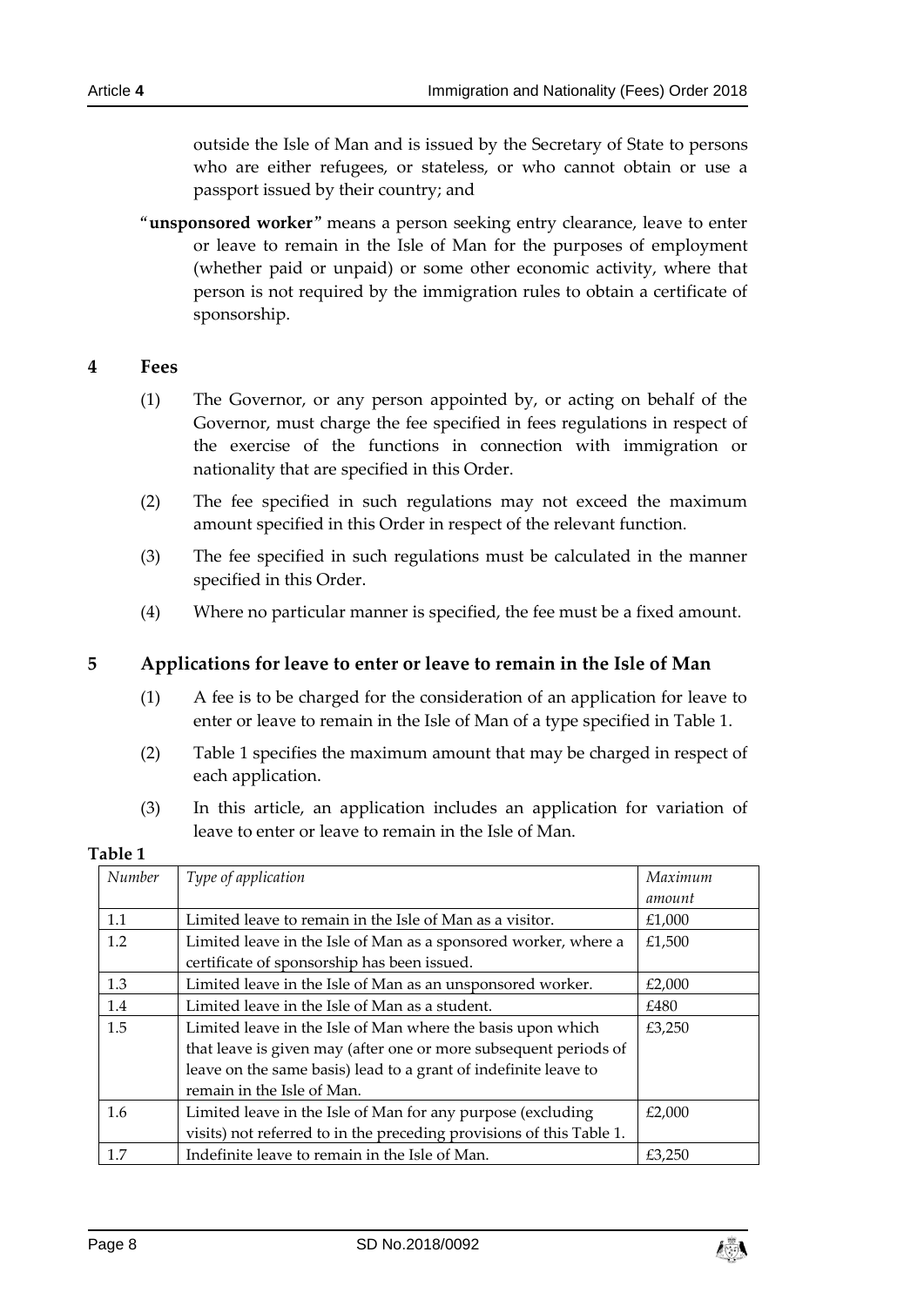outside the Isle of Man and is issued by the Secretary of State to persons who are either refugees, or stateless, or who cannot obtain or use a passport issued by their country; and

"**unsponsored worker**" means a person seeking entry clearance, leave to enter or leave to remain in the Isle of Man for the purposes of employment (whether paid or unpaid) or some other economic activity, where that person is not required by the immigration rules to obtain a certificate of sponsorship.

## 4 Fees

(1) The Governor, or any person appointed by, or acting on behalf of the Governor, must charge the fee specified in fees regulations in respect of the exercise of the functions in connection with immigration or nationality that are specified in this Order.

(2) The fee specified in such regulations may not exceed the maximum amount specified in this Order in respect of the relevant function.

(3) The fee specified in such regulations must be calculated in the manner specified in this Order.

(4) Where no particular manner is specified, the fee must be a fixed amount.

## 5 Applications for leave to enter or leave to remain in the Isle of Man

(1) A fee is to be charged for the consideration of an application for leave to enter or leave to remain in the Isle of Man of a type specified in Table 1.

(2) Table 1 specifies the maximum amount that may be charged in respect of each application.

(3) In this article, an application includes an application for variation of leave to enter or leave to remain in the Isle of Man.

**Table 1**

| *Number* | *Type of application* | *Maximum amount* |
|---|---|---|
| 1.1 | Limited leave to remain in the Isle of Man as a visitor. | £1,000 |
| 1.2 | Limited leave in the Isle of Man as a sponsored worker, where a certificate of sponsorship has been issued. | £1,500 |
| 1.3 | Limited leave in the Isle of Man as an unsponsored worker. | £2,000 |
| 1.4 | Limited leave in the Isle of Man as a student. | £480 |
| 1.5 | Limited leave in the Isle of Man where the basis upon which that leave is given may (after one or more subsequent periods of leave on the same basis) lead to a grant of indefinite leave to remain in the Isle of Man. | £3,250 |
| 1.6 | Limited leave in the Isle of Man for any purpose (excluding visits) not referred to in the preceding provisions of this Table 1. | £2,000 |
| 1.7 | Indefinite leave to remain in the Isle of Man. | £3,250 |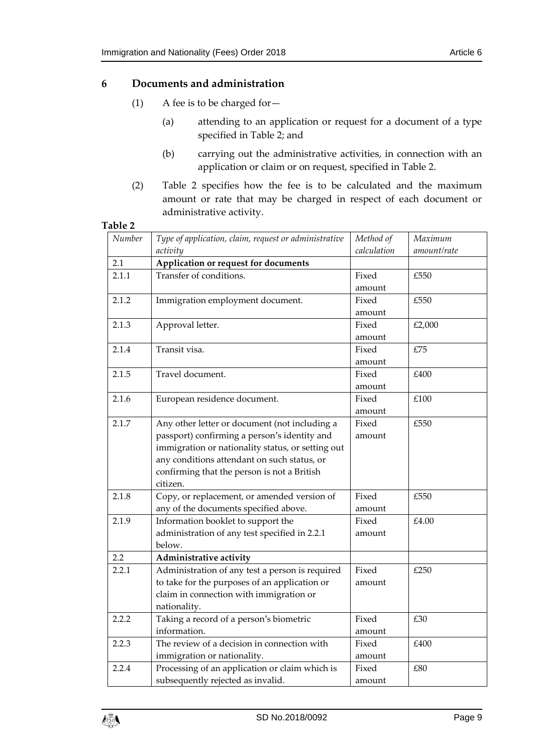## 6 Documents and administration

(1) A fee is to be charged for—

(a) attending to an application or request for a document of a type specified in Table 2; and

(b) carrying out the administrative activities, in connection with an application or claim or on request, specified in Table 2.

(2) Table 2 specifies how the fee is to be calculated and the maximum amount or rate that may be charged in respect of each document or administrative activity.

**Table 2**

| *Number* | *Type of application, claim, request or administrative activity* | *Method of calculation* | *Maximum amount/rate* |
|---|---|---|---|
| 2.1 | **Application or request for documents** | | |
| 2.1.1 | Transfer of conditions. | Fixed amount | £550 |
| 2.1.2 | Immigration employment document. | Fixed amount | £550 |
| 2.1.3 | Approval letter. | Fixed amount | £2,000 |
| 2.1.4 | Transit visa. | Fixed amount | £75 |
| 2.1.5 | Travel document. | Fixed amount | £400 |
| 2.1.6 | European residence document. | Fixed amount | £100 |
| 2.1.7 | Any other letter or document (not including a passport) confirming a person's identity and immigration or nationality status, or setting out any conditions attendant on such status, or confirming that the person is not a British citizen. | Fixed amount | £550 |
| 2.1.8 | Copy, or replacement, or amended version of any of the documents specified above. | Fixed amount | £550 |
| 2.1.9 | Information booklet to support the administration of any test specified in 2.2.1 below. | Fixed amount | £4.00 |
| 2.2 | **Administrative activity** | | |
| 2.2.1 | Administration of any test a person is required to take for the purposes of an application or claim in connection with immigration or nationality. | Fixed amount | £250 |
| 2.2.2 | Taking a record of a person's biometric information. | Fixed amount | £30 |
| 2.2.3 | The review of a decision in connection with immigration or nationality. | Fixed amount | £400 |
| 2.2.4 | Processing of an application or claim which is subsequently rejected as invalid. | Fixed amount | £80 |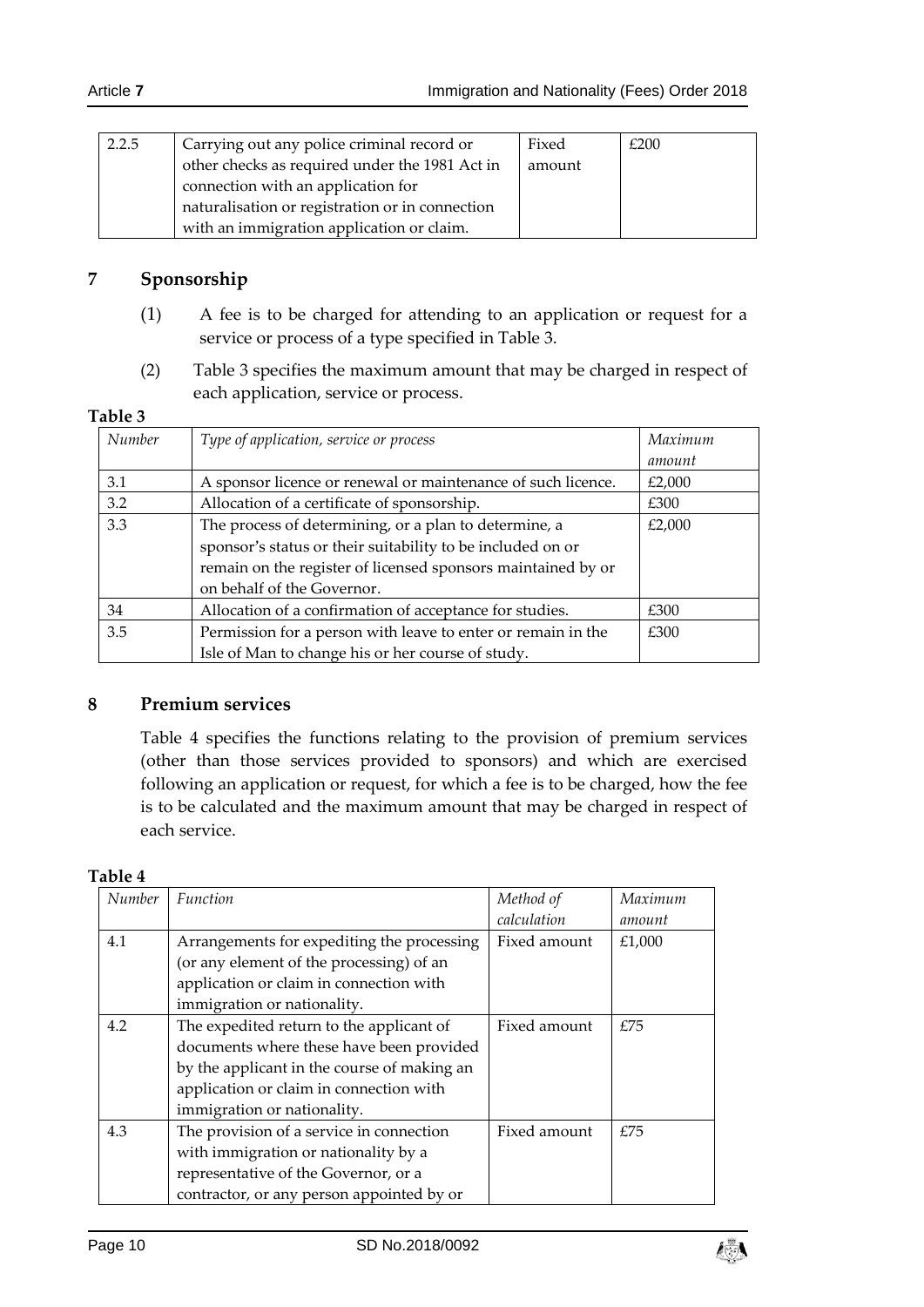| | | | |
|---|---|---|---|
| 2.2.5 | Carrying out any police criminal record or other checks as required under the 1981 Act in connection with an application for naturalisation or registration or in connection with an immigration application or claim. | Fixed amount | £200 |

## 7 Sponsorship

(1) A fee is to be charged for attending to an application or request for a service or process of a type specified in Table 3.

(2) Table 3 specifies the maximum amount that may be charged in respect of each application, service or process.

**Table 3**

| *Number* | *Type of application, service or process* | *Maximum amount* |
|---|---|---|
| 3.1 | A sponsor licence or renewal or maintenance of such licence. | £2,000 |
| 3.2 | Allocation of a certificate of sponsorship. | £300 |
| 3.3 | The process of determining, or a plan to determine, a sponsor's status or their suitability to be included on or remain on the register of licensed sponsors maintained by or on behalf of the Governor. | £2,000 |
| 34 | Allocation of a confirmation of acceptance for studies. | £300 |
| 3.5 | Permission for a person with leave to enter or remain in the Isle of Man to change his or her course of study. | £300 |

## 8 Premium services

Table 4 specifies the functions relating to the provision of premium services (other than those services provided to sponsors) and which are exercised following an application or request, for which a fee is to be charged, how the fee is to be calculated and the maximum amount that may be charged in respect of each service.

**Table 4**

| *Number* | *Function* | *Method of calculation* | *Maximum amount* |
|---|---|---|---|
| 4.1 | Arrangements for expediting the processing (or any element of the processing) of an application or claim in connection with immigration or nationality. | Fixed amount | £1,000 |
| 4.2 | The expedited return to the applicant of documents where these have been provided by the applicant in the course of making an application or claim in connection with immigration or nationality. | Fixed amount | £75 |
| 4.3 | The provision of a service in connection with immigration or nationality by a representative of the Governor, or a contractor, or any person appointed by or | Fixed amount | £75 |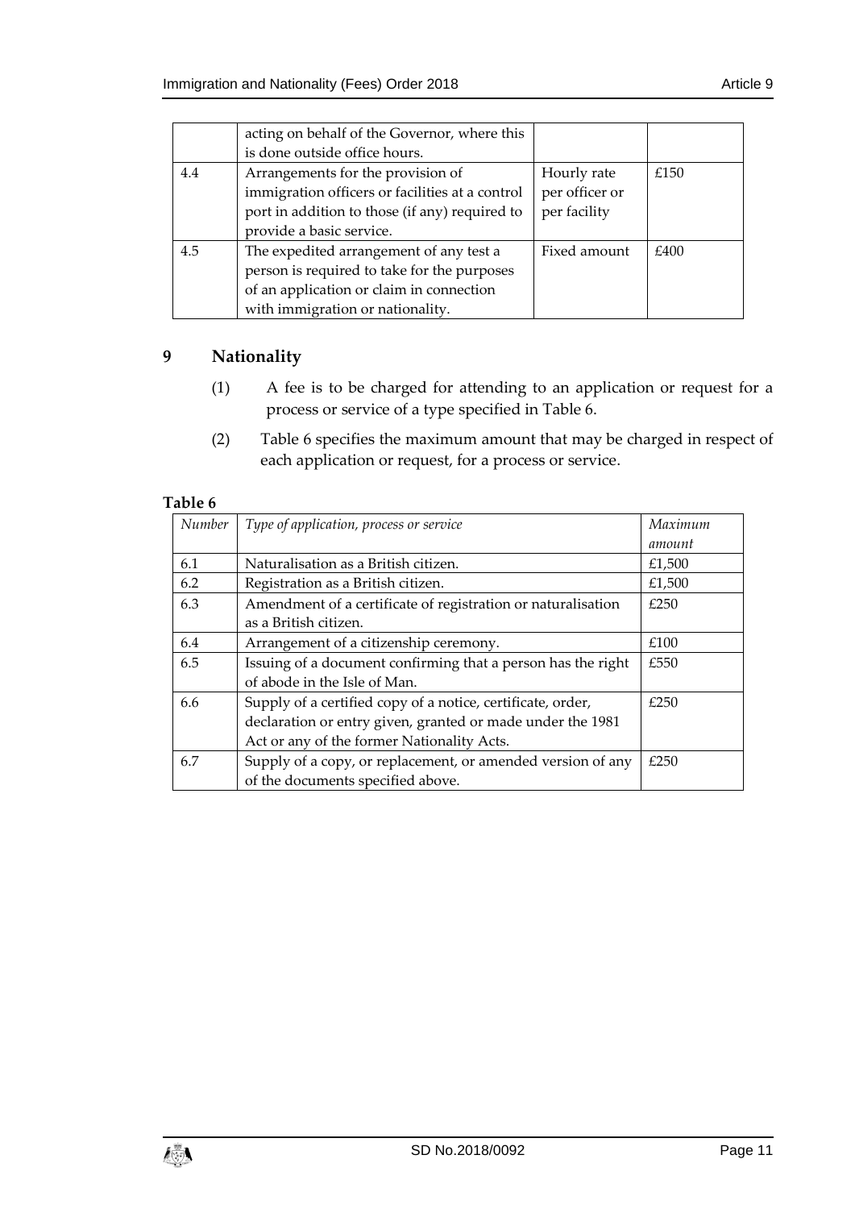| | | | |
|---|---|---|---|
| | acting on behalf of the Governor, where this is done outside office hours. | | |
| 4.4 | Arrangements for the provision of immigration officers or facilities at a control port in addition to those (if any) required to provide a basic service. | Hourly rate per officer or per facility | £150 |
| 4.5 | The expedited arrangement of any test a person is required to take for the purposes of an application or claim in connection with immigration or nationality. | Fixed amount | £400 |

## 9 Nationality

(1) A fee is to be charged for attending to an application or request for a process or service of a type specified in Table 6.

(2) Table 6 specifies the maximum amount that may be charged in respect of each application or request, for a process or service.

**Table 6**

| *Number* | *Type of application, process or service* | *Maximum amount* |
|---|---|---|
| 6.1 | Naturalisation as a British citizen. | £1,500 |
| 6.2 | Registration as a British citizen. | £1,500 |
| 6.3 | Amendment of a certificate of registration or naturalisation as a British citizen. | £250 |
| 6.4 | Arrangement of a citizenship ceremony. | £100 |
| 6.5 | Issuing of a document confirming that a person has the right of abode in the Isle of Man. | £550 |
| 6.6 | Supply of a certified copy of a notice, certificate, order, declaration or entry given, granted or made under the 1981 Act or any of the former Nationality Acts. | £250 |
| 6.7 | Supply of a copy, or replacement, or amended version of any of the documents specified above. | £250 |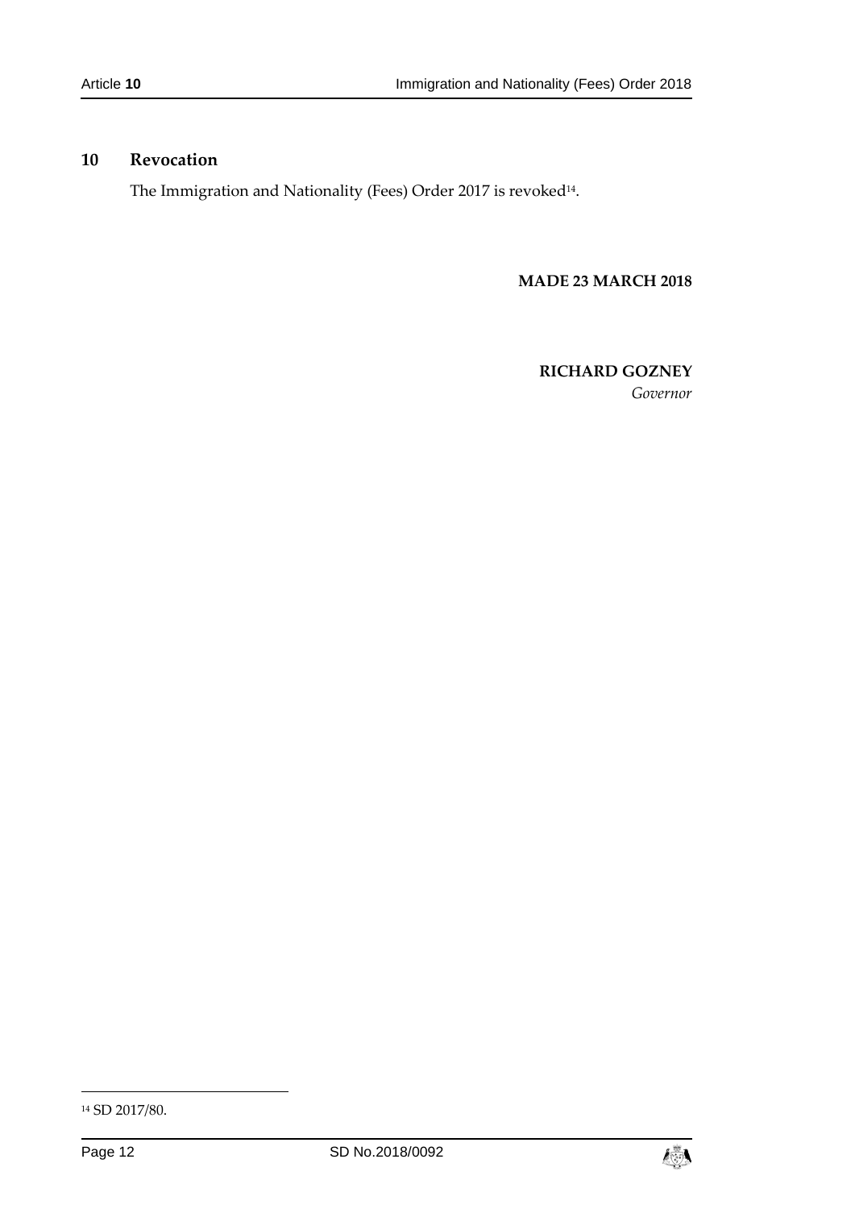## 10 Revocation

The Immigration and Nationality (Fees) Order 2017 is revoked[14].

**MADE 23 MARCH 2018**

**RICHARD GOZNEY**
*Governor*

[14] SD 2017/80.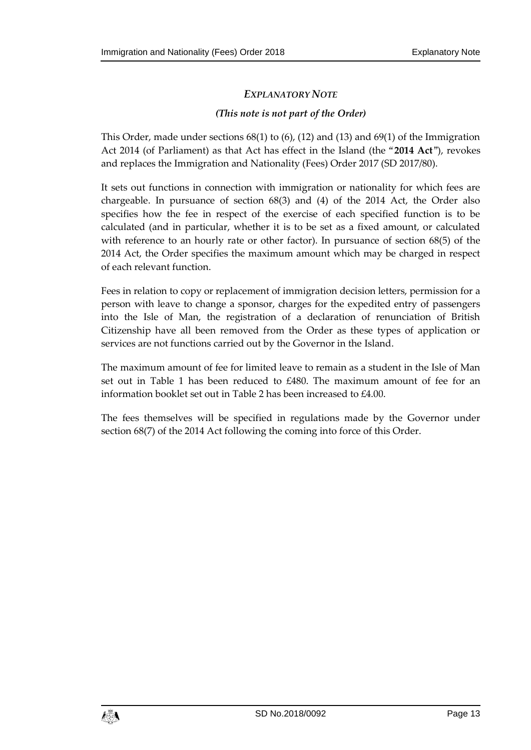## *EXPLANATORY NOTE*

### *(This note is not part of the Order)*

This Order, made under sections 68(1) to (6), (12) and (13) and 69(1) of the Immigration Act 2014 (of Parliament) as that Act has effect in the Island (the "**2014 Act**"), revokes and replaces the Immigration and Nationality (Fees) Order 2017 (SD 2017/80).

It sets out functions in connection with immigration or nationality for which fees are chargeable. In pursuance of section 68(3) and (4) of the 2014 Act, the Order also specifies how the fee in respect of the exercise of each specified function is to be calculated (and in particular, whether it is to be set as a fixed amount, or calculated with reference to an hourly rate or other factor). In pursuance of section 68(5) of the 2014 Act, the Order specifies the maximum amount which may be charged in respect of each relevant function.

Fees in relation to copy or replacement of immigration decision letters, permission for a person with leave to change a sponsor, charges for the expedited entry of passengers into the Isle of Man, the registration of a declaration of renunciation of British Citizenship have all been removed from the Order as these types of application or services are not functions carried out by the Governor in the Island.

The maximum amount of fee for limited leave to remain as a student in the Isle of Man set out in Table 1 has been reduced to £480. The maximum amount of fee for an information booklet set out in Table 2 has been increased to £4.00.

The fees themselves will be specified in regulations made by the Governor under section 68(7) of the 2014 Act following the coming into force of this Order.